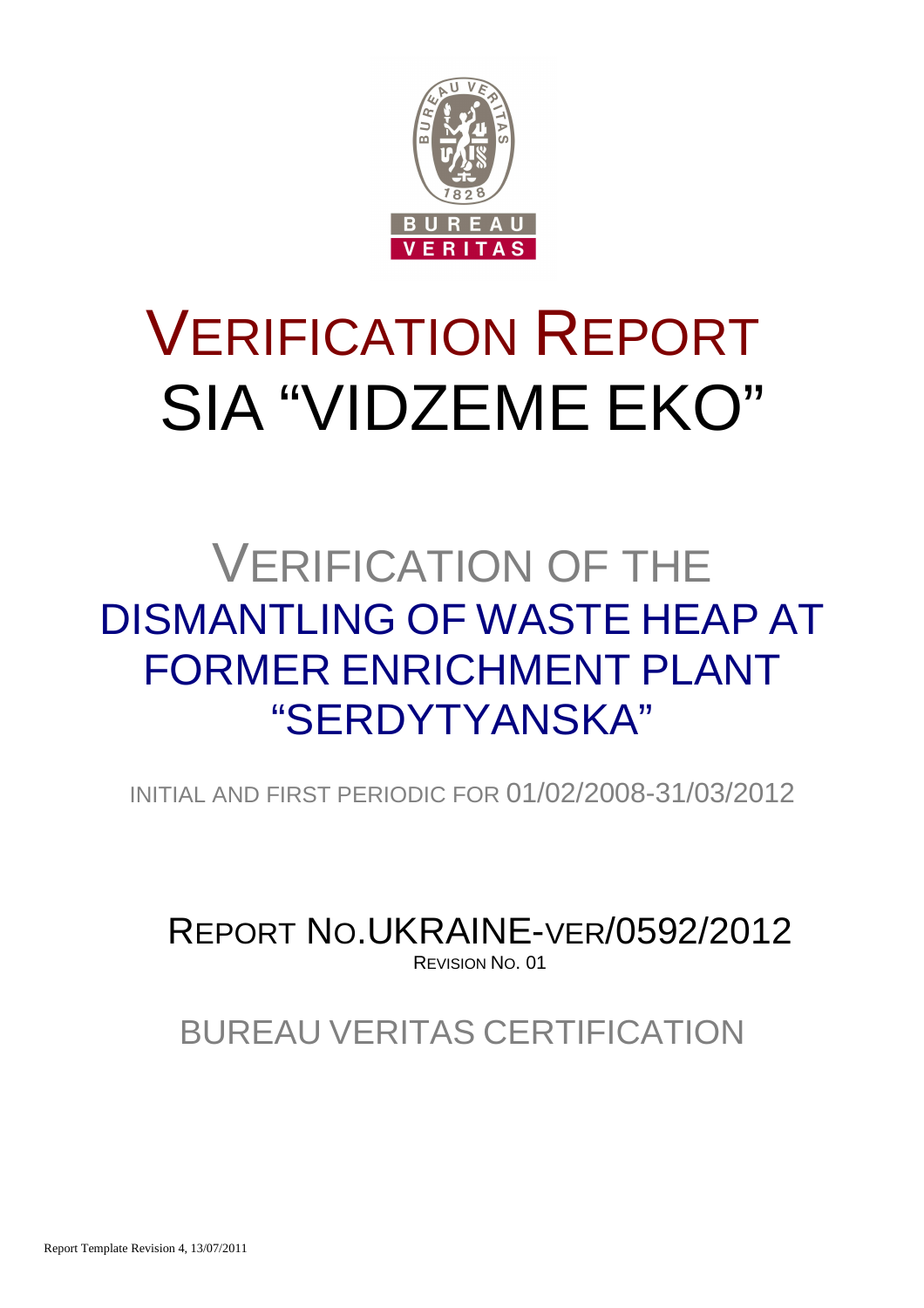# VERIFICATION REPORT
# SIA "VIDZEME EKO"

## VERIFICATION OF THE DISMANTLING OF WASTE HEAP AT FORMER ENRICHMENT PLANT "SERDYTYANSKA"

INITIAL AND FIRST PERIODIC FOR 01/02/2008-31/03/2012

REPORT NO.UKRAINE-VER/0592/2012

REVISION NO. 01

BUREAU VERITAS CERTIFICATION

Report Template Revision 4, 13/07/2011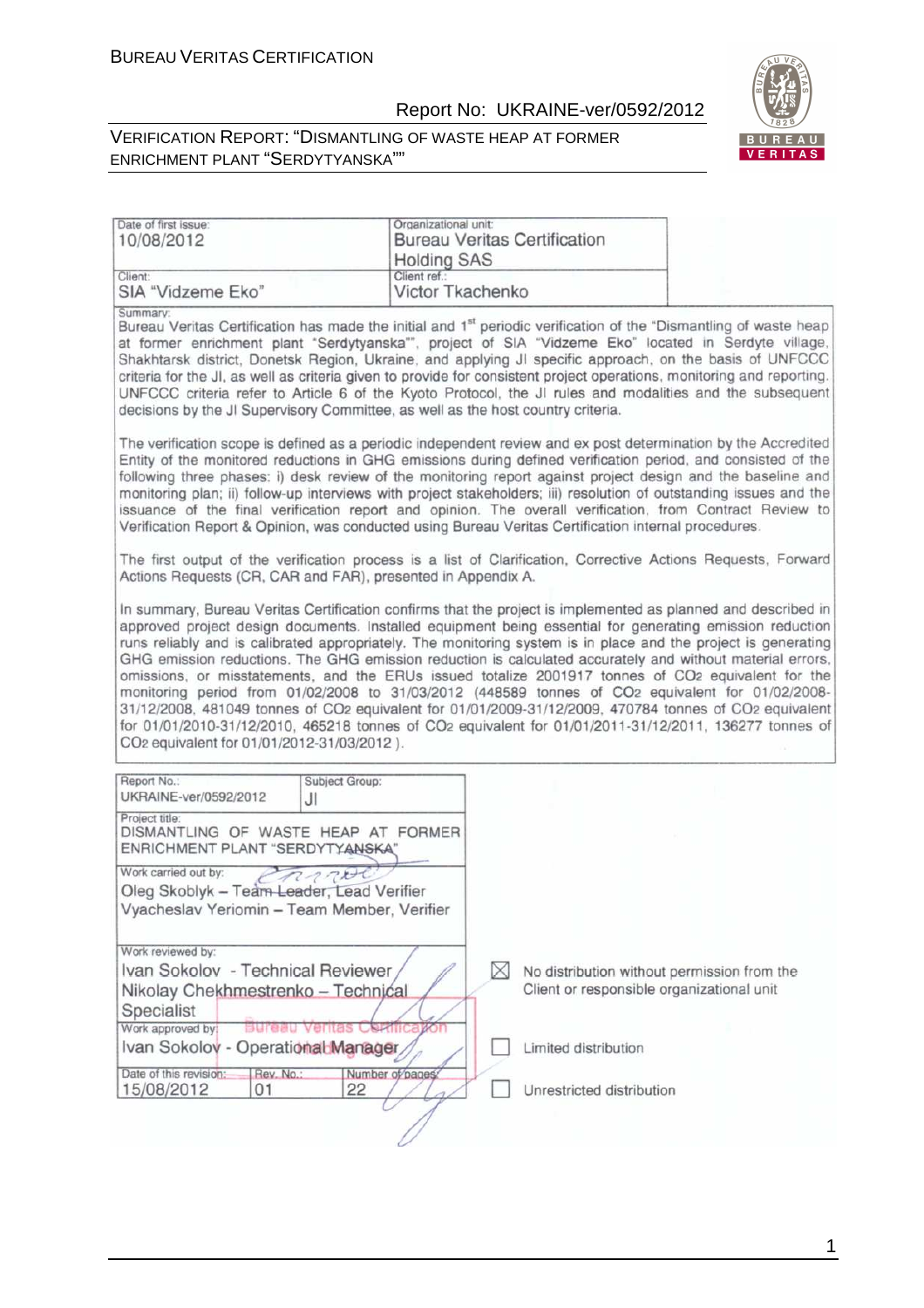| Date of first issue: 10/08/2012 | Organizational unit: Bureau Veritas Certification Holding SAS |
| --- | --- |
| Client: SIA "Vidzeme Eko" | Client ref.: Victor Tkachenko |

Summary:

Bureau Veritas Certification has made the initial and 1st periodic verification of the "Dismantling of waste heap at former enrichment plant "Serdytyanska"", project of SIA "Vidzeme Eko" located in Serdyte village, Shakhtarsk district, Donetsk Region, Ukraine, and applying JI specific approach, on the basis of UNFCCC criteria for the JI, as well as criteria given to provide for consistent project operations, monitoring and reporting. UNFCCC criteria refer to Article 6 of the Kyoto Protocol, the JI rules and modalities and the subsequent decisions by the JI Supervisory Committee, as well as the host country criteria.

The verification scope is defined as a periodic independent review and ex post determination by the Accredited Entity of the monitored reductions in GHG emissions during defined verification period, and consisted of the following three phases: i) desk review of the monitoring report against project design and the baseline and monitoring plan; ii) follow-up interviews with project stakeholders; iii) resolution of outstanding issues and the issuance of the final verification report and opinion. The overall verification, from Contract Review to Verification Report & Opinion, was conducted using Bureau Veritas Certification internal procedures.

The first output of the verification process is a list of Clarification, Corrective Actions Requests, Forward Actions Requests (CR, CAR and FAR), presented in Appendix A.

In summary, Bureau Veritas Certification confirms that the project is implemented as planned and described in approved project design documents. Installed equipment being essential for generating emission reduction runs reliably and is calibrated appropriately. The monitoring system is in place and the project is generating GHG emission reductions. The GHG emission reduction is calculated accurately and without material errors, omissions, or misstatements, and the ERUs issued totalize 2001917 tonnes of $CO_2$ equivalent for the monitoring period from 01/02/2008 to 31/03/2012 (448589 tonnes of $CO_2$ equivalent for 01/02/2008-31/12/2008, 481049 tonnes of $CO_2$ equivalent for 01/01/2009-31/12/2009, 470784 tonnes of $CO_2$ equivalent for 01/01/2010-31/12/2010, 465218 tonnes of $CO_2$ equivalent for 01/01/2011-31/12/2011, 136277 tonnes of $CO_2$ equivalent for 01/01/2012-31/03/2012 ).

| Report No.: UKRAINE-ver/0592/2012 | Subject Group: JI | |
| --- | --- | --- |
| Project title: DISMANTLING OF WASTE HEAP AT FORMER ENRICHMENT PLANT "SERDYTYANSKA" | | |
| Work carried out by: Oleg Skoblyk – Team Leader, Lead Verifier; Vyacheslav Yeriomin – Team Member, Verifier | | |
| Work reviewed by: Ivan Sokolov - Technical Reviewer; Nikolay Chekhmestrenko – Technical Specialist | | |
| Work approved by: Ivan Sokolov - Operational Manager | | |
| Date of this revision: 15/08/2012 | Rev. No.: 01 | Number of pages: 22 |

☒ No distribution without permission from the Client or responsible organizational unit

☐ Limited distribution

☐ Unrestricted distribution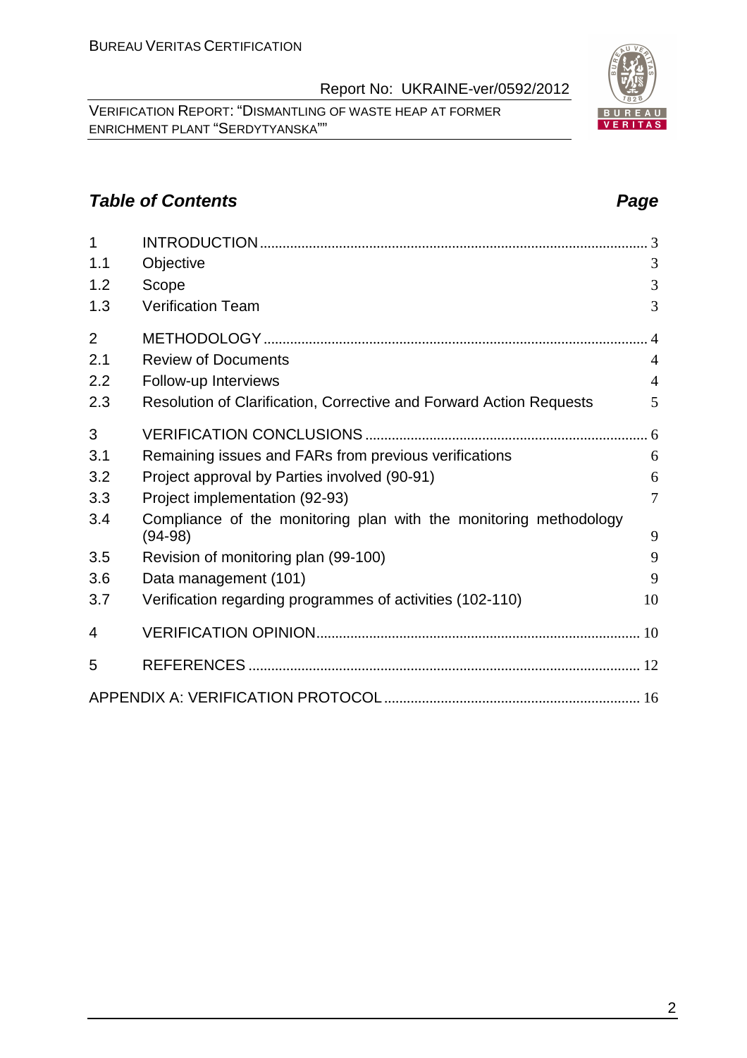## *Table of Contents* *Page*

| | | |
|---|---|---|
| 1 | INTRODUCTION | 3 |
| 1.1 | Objective | 3 |
| 1.2 | Scope | 3 |
| 1.3 | Verification Team | 3 |
| 2 | METHODOLOGY | 4 |
| 2.1 | Review of Documents | 4 |
| 2.2 | Follow-up Interviews | 4 |
| 2.3 | Resolution of Clarification, Corrective and Forward Action Requests | 5 |
| 3 | VERIFICATION CONCLUSIONS | 6 |
| 3.1 | Remaining issues and FARs from previous verifications | 6 |
| 3.2 | Project approval by Parties involved (90-91) | 6 |
| 3.3 | Project implementation (92-93) | 7 |
| 3.4 | Compliance of the monitoring plan with the monitoring methodology (94-98) | 9 |
| 3.5 | Revision of monitoring plan (99-100) | 9 |
| 3.6 | Data management (101) | 9 |
| 3.7 | Verification regarding programmes of activities (102-110) | 10 |
| 4 | VERIFICATION OPINION | 10 |
| 5 | REFERENCES | 12 |
| | APPENDIX A: VERIFICATION PROTOCOL | 16 |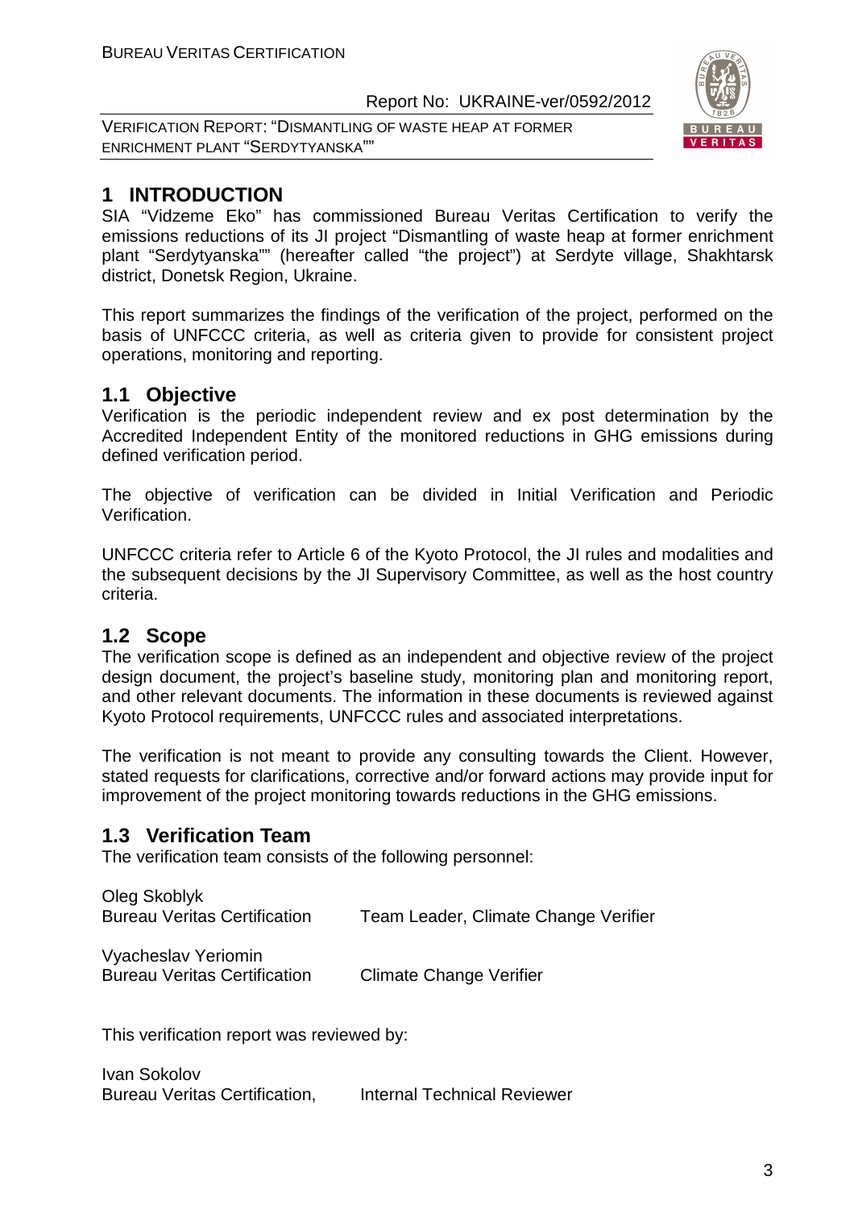# 1 INTRODUCTION

SIA "Vidzeme Eko" has commissioned Bureau Veritas Certification to verify the emissions reductions of its JI project "Dismantling of waste heap at former enrichment plant "Serdytyanska"" (hereafter called "the project") at Serdyte village, Shakhtarsk district, Donetsk Region, Ukraine.

This report summarizes the findings of the verification of the project, performed on the basis of UNFCCC criteria, as well as criteria given to provide for consistent project operations, monitoring and reporting.

## 1.1 Objective

Verification is the periodic independent review and ex post determination by the Accredited Independent Entity of the monitored reductions in GHG emissions during defined verification period.

The objective of verification can be divided in Initial Verification and Periodic Verification.

UNFCCC criteria refer to Article 6 of the Kyoto Protocol, the JI rules and modalities and the subsequent decisions by the JI Supervisory Committee, as well as the host country criteria.

## 1.2 Scope

The verification scope is defined as an independent and objective review of the project design document, the project's baseline study, monitoring plan and monitoring report, and other relevant documents. The information in these documents is reviewed against Kyoto Protocol requirements, UNFCCC rules and associated interpretations.

The verification is not meant to provide any consulting towards the Client. However, stated requests for clarifications, corrective and/or forward actions may provide input for improvement of the project monitoring towards reductions in the GHG emissions.

## 1.3 Verification Team

The verification team consists of the following personnel:

Oleg Skoblyk
Bureau Veritas Certification — Team Leader, Climate Change Verifier

Vyacheslav Yeriomin
Bureau Veritas Certification — Climate Change Verifier

This verification report was reviewed by:

Ivan Sokolov
Bureau Veritas Certification, — Internal Technical Reviewer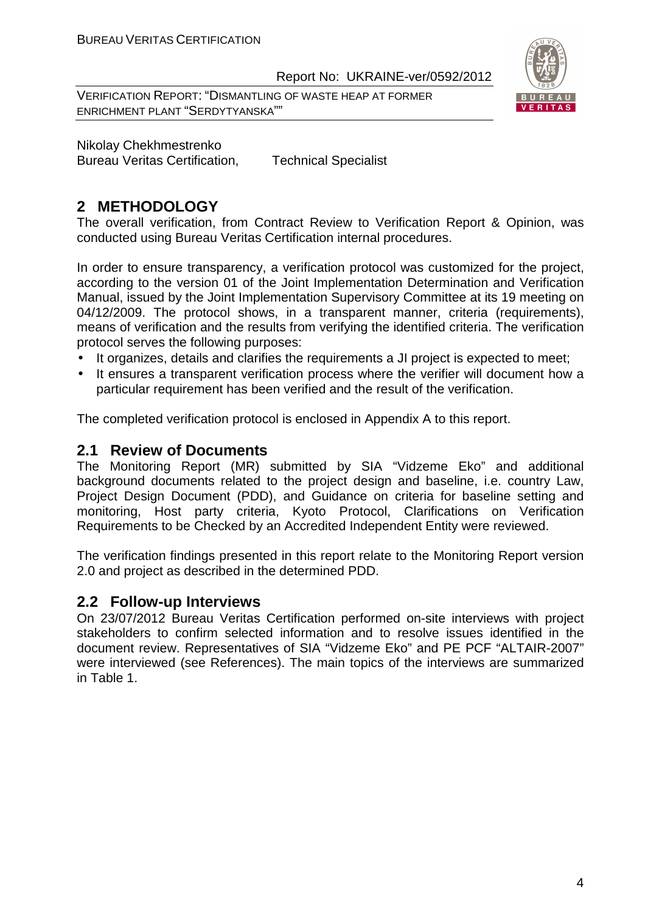Nikolay Chekhmestrenko
Bureau Veritas Certification, Technical Specialist

## 2 METHODOLOGY

The overall verification, from Contract Review to Verification Report & Opinion, was conducted using Bureau Veritas Certification internal procedures.

In order to ensure transparency, a verification protocol was customized for the project, according to the version 01 of the Joint Implementation Determination and Verification Manual, issued by the Joint Implementation Supervisory Committee at its 19 meeting on 04/12/2009. The protocol shows, in a transparent manner, criteria (requirements), means of verification and the results from verifying the identified criteria. The verification protocol serves the following purposes:

- It organizes, details and clarifies the requirements a JI project is expected to meet;
- It ensures a transparent verification process where the verifier will document how a particular requirement has been verified and the result of the verification.

The completed verification protocol is enclosed in Appendix A to this report.

### 2.1 Review of Documents

The Monitoring Report (MR) submitted by SIA "Vidzeme Eko" and additional background documents related to the project design and baseline, i.e. country Law, Project Design Document (PDD), and Guidance on criteria for baseline setting and monitoring, Host party criteria, Kyoto Protocol, Clarifications on Verification Requirements to be Checked by an Accredited Independent Entity were reviewed.

The verification findings presented in this report relate to the Monitoring Report version 2.0 and project as described in the determined PDD.

### 2.2 Follow-up Interviews

On 23/07/2012 Bureau Veritas Certification performed on-site interviews with project stakeholders to confirm selected information and to resolve issues identified in the document review. Representatives of SIA "Vidzeme Eko" and PE PCF "ALTAIR-2007" were interviewed (see References). The main topics of the interviews are summarized in Table 1.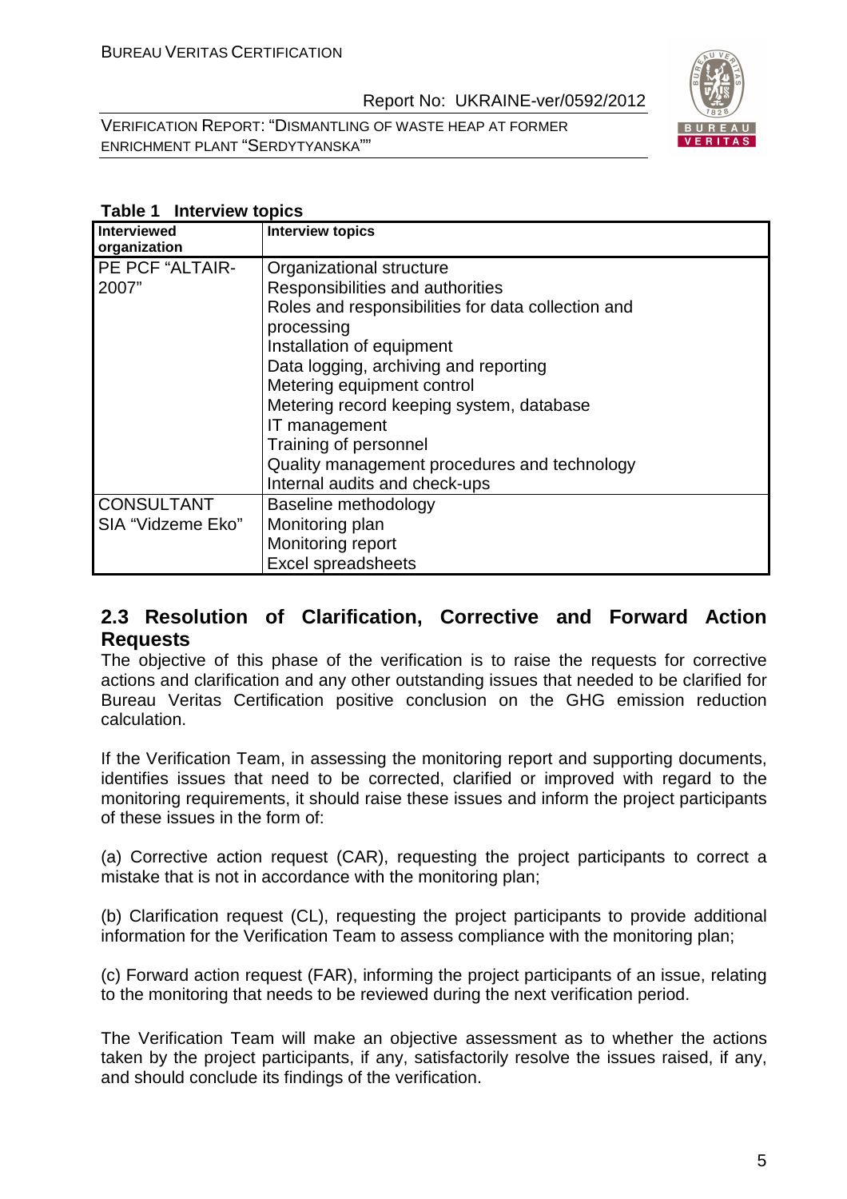**Table 1 Interview topics**

| Interviewed organization | Interview topics |
|---|---|
| PE PCF "ALTAIR-2007" | Organizational structure<br>Responsibilities and authorities<br>Roles and responsibilities for data collection and processing<br>Installation of equipment<br>Data logging, archiving and reporting<br>Metering equipment control<br>Metering record keeping system, database<br>IT management<br>Training of personnel<br>Quality management procedures and technology<br>Internal audits and check-ups |
| CONSULTANT SIA "Vidzeme Eko" | Baseline methodology<br>Monitoring plan<br>Monitoring report<br>Excel spreadsheets |

## 2.3 Resolution of Clarification, Corrective and Forward Action Requests

The objective of this phase of the verification is to raise the requests for corrective actions and clarification and any other outstanding issues that needed to be clarified for Bureau Veritas Certification positive conclusion on the GHG emission reduction calculation.

If the Verification Team, in assessing the monitoring report and supporting documents, identifies issues that need to be corrected, clarified or improved with regard to the monitoring requirements, it should raise these issues and inform the project participants of these issues in the form of:

(a) Corrective action request (CAR), requesting the project participants to correct a mistake that is not in accordance with the monitoring plan;

(b) Clarification request (CL), requesting the project participants to provide additional information for the Verification Team to assess compliance with the monitoring plan;

(c) Forward action request (FAR), informing the project participants of an issue, relating to the monitoring that needs to be reviewed during the next verification period.

The Verification Team will make an objective assessment as to whether the actions taken by the project participants, if any, satisfactorily resolve the issues raised, if any, and should conclude its findings of the verification.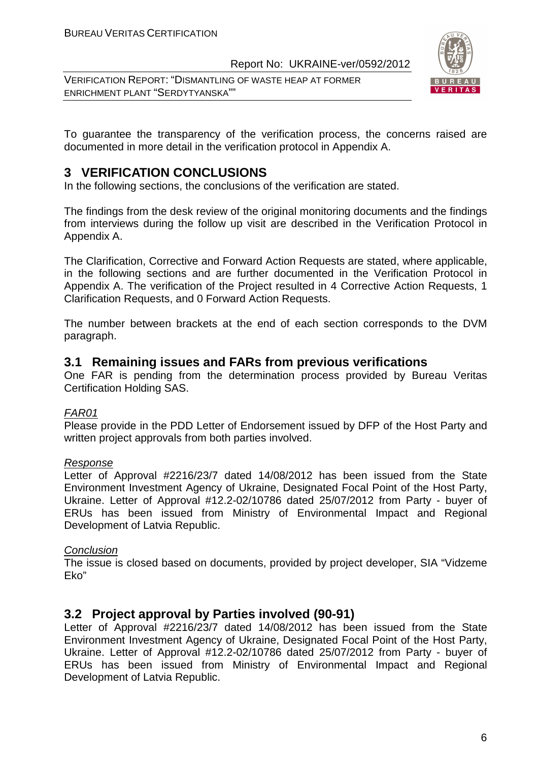To guarantee the transparency of the verification process, the concerns raised are documented in more detail in the verification protocol in Appendix A.

# 3 VERIFICATION CONCLUSIONS

In the following sections, the conclusions of the verification are stated.

The findings from the desk review of the original monitoring documents and the findings from interviews during the follow up visit are described in the Verification Protocol in Appendix A.

The Clarification, Corrective and Forward Action Requests are stated, where applicable, in the following sections and are further documented in the Verification Protocol in Appendix A. The verification of the Project resulted in 4 Corrective Action Requests, 1 Clarification Requests, and 0 Forward Action Requests.

The number between brackets at the end of each section corresponds to the DVM paragraph.

## 3.1 Remaining issues and FARs from previous verifications

One FAR is pending from the determination process provided by Bureau Veritas Certification Holding SAS.

*FAR01*

Please provide in the PDD Letter of Endorsement issued by DFP of the Host Party and written project approvals from both parties involved.

*Response*

Letter of Approval #2216/23/7 dated 14/08/2012 has been issued from the State Environment Investment Agency of Ukraine, Designated Focal Point of the Host Party, Ukraine. Letter of Approval #12.2-02/10786 dated 25/07/2012 from Party - buyer of ERUs has been issued from Ministry of Environmental Impact and Regional Development of Latvia Republic.

*Conclusion*

The issue is closed based on documents, provided by project developer, SIA "Vidzeme Eko"

## 3.2 Project approval by Parties involved (90-91)

Letter of Approval #2216/23/7 dated 14/08/2012 has been issued from the State Environment Investment Agency of Ukraine, Designated Focal Point of the Host Party, Ukraine. Letter of Approval #12.2-02/10786 dated 25/07/2012 from Party - buyer of ERUs has been issued from Ministry of Environmental Impact and Regional Development of Latvia Republic.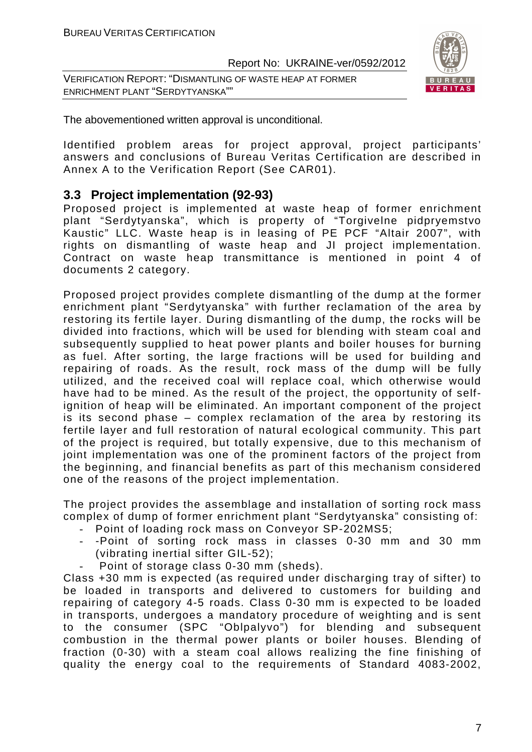The abovementioned written approval is unconditional.

Identified problem areas for project approval, project participants' answers and conclusions of Bureau Veritas Certification are described in Annex A to the Verification Report (See CAR01).

### 3.3 Project implementation (92-93)

Proposed project is implemented at waste heap of former enrichment plant "Serdytyanska", which is property of "Torgivelne pidpryemstvo Kaustic" LLC. Waste heap is in leasing of PE PCF "Altair 2007", with rights on dismantling of waste heap and JI project implementation. Contract on waste heap transmittance is mentioned in point 4 of documents 2 category.

Proposed project provides complete dismantling of the dump at the former enrichment plant "Serdytyanska" with further reclamation of the area by restoring its fertile layer. During dismantling of the dump, the rocks will be divided into fractions, which will be used for blending with steam coal and subsequently supplied to heat power plants and boiler houses for burning as fuel. After sorting, the large fractions will be used for building and repairing of roads. As the result, rock mass of the dump will be fully utilized, and the received coal will replace coal, which otherwise would have had to be mined. As the result of the project, the opportunity of self-ignition of heap will be eliminated. An important component of the project is its second phase – complex reclamation of the area by restoring its fertile layer and full restoration of natural ecological community. This part of the project is required, but totally expensive, due to this mechanism of joint implementation was one of the prominent factors of the project from the beginning, and financial benefits as part of this mechanism considered one of the reasons of the project implementation.

The project provides the assemblage and installation of sorting rock mass complex of dump of former enrichment plant "Serdytyanska" consisting of:

- Point of loading rock mass on Conveyor SP-202MS5;
- -Point of sorting rock mass in classes 0-30 mm and 30 mm (vibrating inertial sifter GIL-52);
- Point of storage class 0-30 mm (sheds).

Class +30 mm is expected (as required under discharging tray of sifter) to be loaded in transports and delivered to customers for building and repairing of category 4-5 roads. Class 0-30 mm is expected to be loaded in transports, undergoes a mandatory procedure of weighting and is sent to the consumer (SPC "Oblpalyvo") for blending and subsequent combustion in the thermal power plants or boiler houses. Blending of fraction (0-30) with a steam coal allows realizing the fine finishing of quality the energy coal to the requirements of Standard 4083-2002,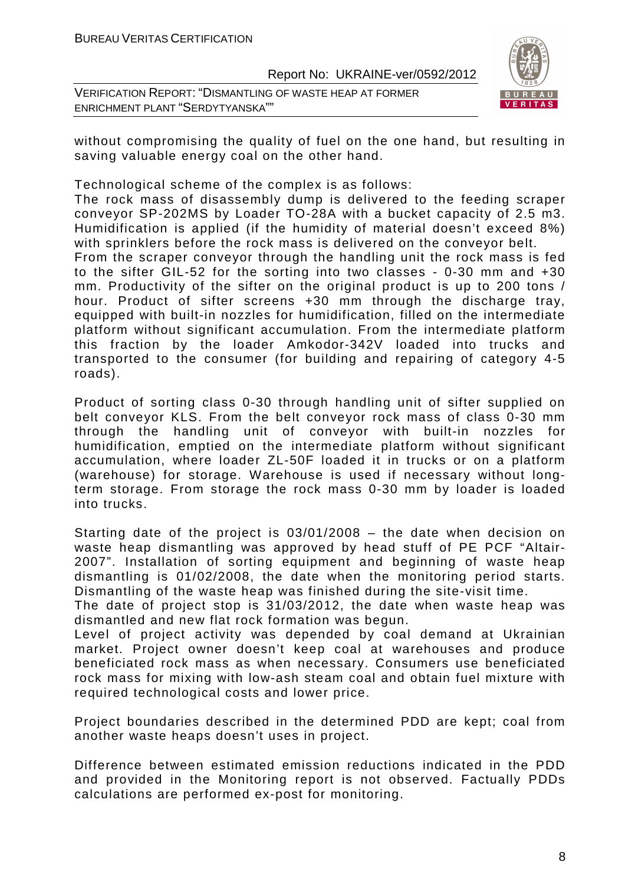without compromising the quality of fuel on the one hand, but resulting in saving valuable energy coal on the other hand.

Technological scheme of the complex is as follows:

The rock mass of disassembly dump is delivered to the feeding scraper conveyor SP-202MS by Loader TO-28A with a bucket capacity of 2.5 m3. Humidification is applied (if the humidity of material doesn't exceed 8%) with sprinklers before the rock mass is delivered on the conveyor belt.

From the scraper conveyor through the handling unit the rock mass is fed to the sifter GIL-52 for the sorting into two classes - 0-30 mm and +30 mm. Productivity of the sifter on the original product is up to 200 tons / hour. Product of sifter screens +30 mm through the discharge tray, equipped with built-in nozzles for humidification, filled on the intermediate platform without significant accumulation. From the intermediate platform this fraction by the loader Amkodor-342V loaded into trucks and transported to the consumer (for building and repairing of category 4-5 roads).

Product of sorting class 0-30 through handling unit of sifter supplied on belt conveyor KLS. From the belt conveyor rock mass of class 0-30 mm through the handling unit of conveyor with built-in nozzles for humidification, emptied on the intermediate platform without significant accumulation, where loader ZL-50F loaded it in trucks or on a platform (warehouse) for storage. Warehouse is used if necessary without long-term storage. From storage the rock mass 0-30 mm by loader is loaded into trucks.

Starting date of the project is 03/01/2008 – the date when decision on waste heap dismantling was approved by head stuff of PE PCF "Altair-2007". Installation of sorting equipment and beginning of waste heap dismantling is 01/02/2008, the date when the monitoring period starts. Dismantling of the waste heap was finished during the site-visit time.

The date of project stop is 31/03/2012, the date when waste heap was dismantled and new flat rock formation was begun.

Level of project activity was depended by coal demand at Ukrainian market. Project owner doesn't keep coal at warehouses and produce beneficiated rock mass as when necessary. Consumers use beneficiated rock mass for mixing with low-ash steam coal and obtain fuel mixture with required technological costs and lower price.

Project boundaries described in the determined PDD are kept; coal from another waste heaps doesn't uses in project.

Difference between estimated emission reductions indicated in the PDD and provided in the Monitoring report is not observed. Factually PDDs calculations are performed ex-post for monitoring.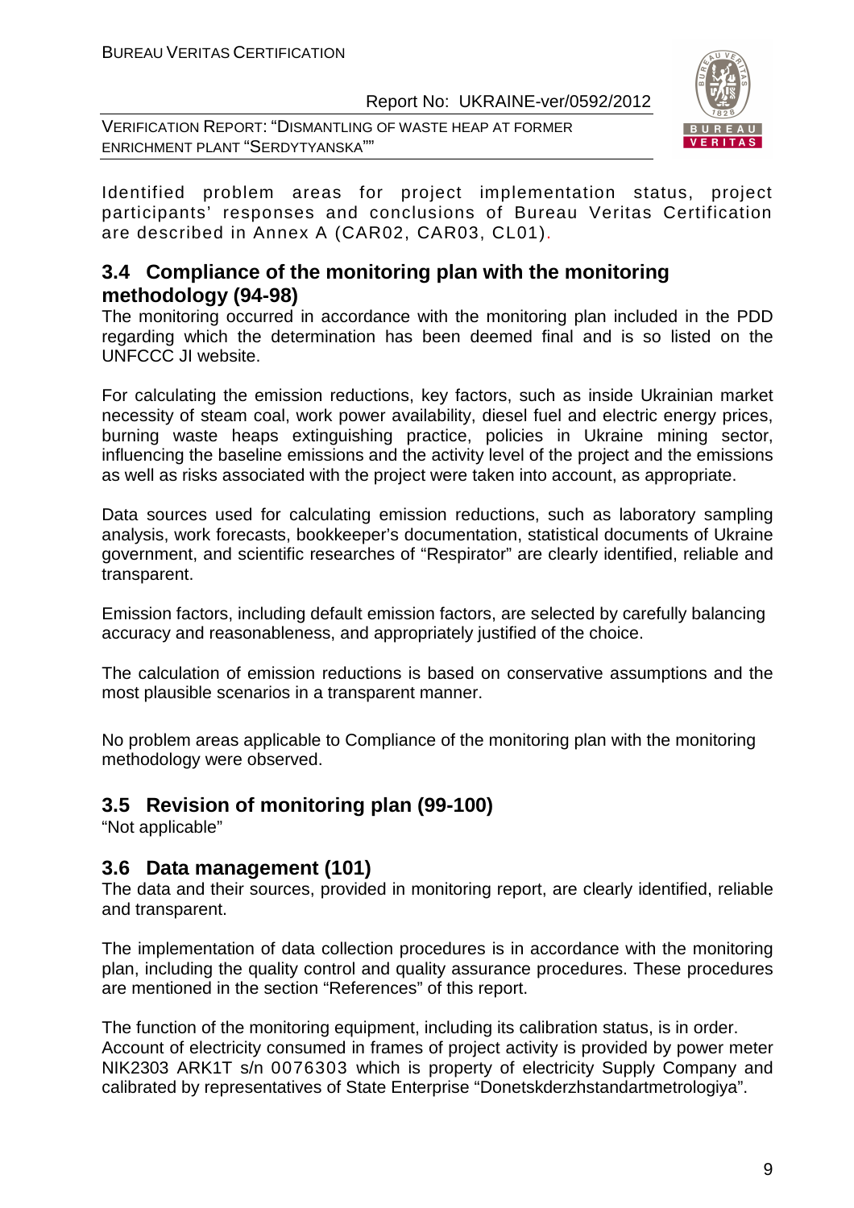Identified problem areas for project implementation status, project participants' responses and conclusions of Bureau Veritas Certification are described in Annex A (CAR02, CAR03, CL01).

## 3.4 Compliance of the monitoring plan with the monitoring methodology (94-98)

The monitoring occurred in accordance with the monitoring plan included in the PDD regarding which the determination has been deemed final and is so listed on the UNFCCC JI website.

For calculating the emission reductions, key factors, such as inside Ukrainian market necessity of steam coal, work power availability, diesel fuel and electric energy prices, burning waste heaps extinguishing practice, policies in Ukraine mining sector, influencing the baseline emissions and the activity level of the project and the emissions as well as risks associated with the project were taken into account, as appropriate.

Data sources used for calculating emission reductions, such as laboratory sampling analysis, work forecasts, bookkeeper's documentation, statistical documents of Ukraine government, and scientific researches of "Respirator" are clearly identified, reliable and transparent.

Emission factors, including default emission factors, are selected by carefully balancing accuracy and reasonableness, and appropriately justified of the choice.

The calculation of emission reductions is based on conservative assumptions and the most plausible scenarios in a transparent manner.

No problem areas applicable to Compliance of the monitoring plan with the monitoring methodology were observed.

## 3.5 Revision of monitoring plan (99-100)

"Not applicable"

## 3.6 Data management (101)

The data and their sources, provided in monitoring report, are clearly identified, reliable and transparent.

The implementation of data collection procedures is in accordance with the monitoring plan, including the quality control and quality assurance procedures. These procedures are mentioned in the section "References" of this report.

The function of the monitoring equipment, including its calibration status, is in order.
Account of electricity consumed in frames of project activity is provided by power meter NIK2303 ARK1T s/n 0076303 which is property of electricity Supply Company and calibrated by representatives of State Enterprise "Donetskderzhstandartmetrologiya".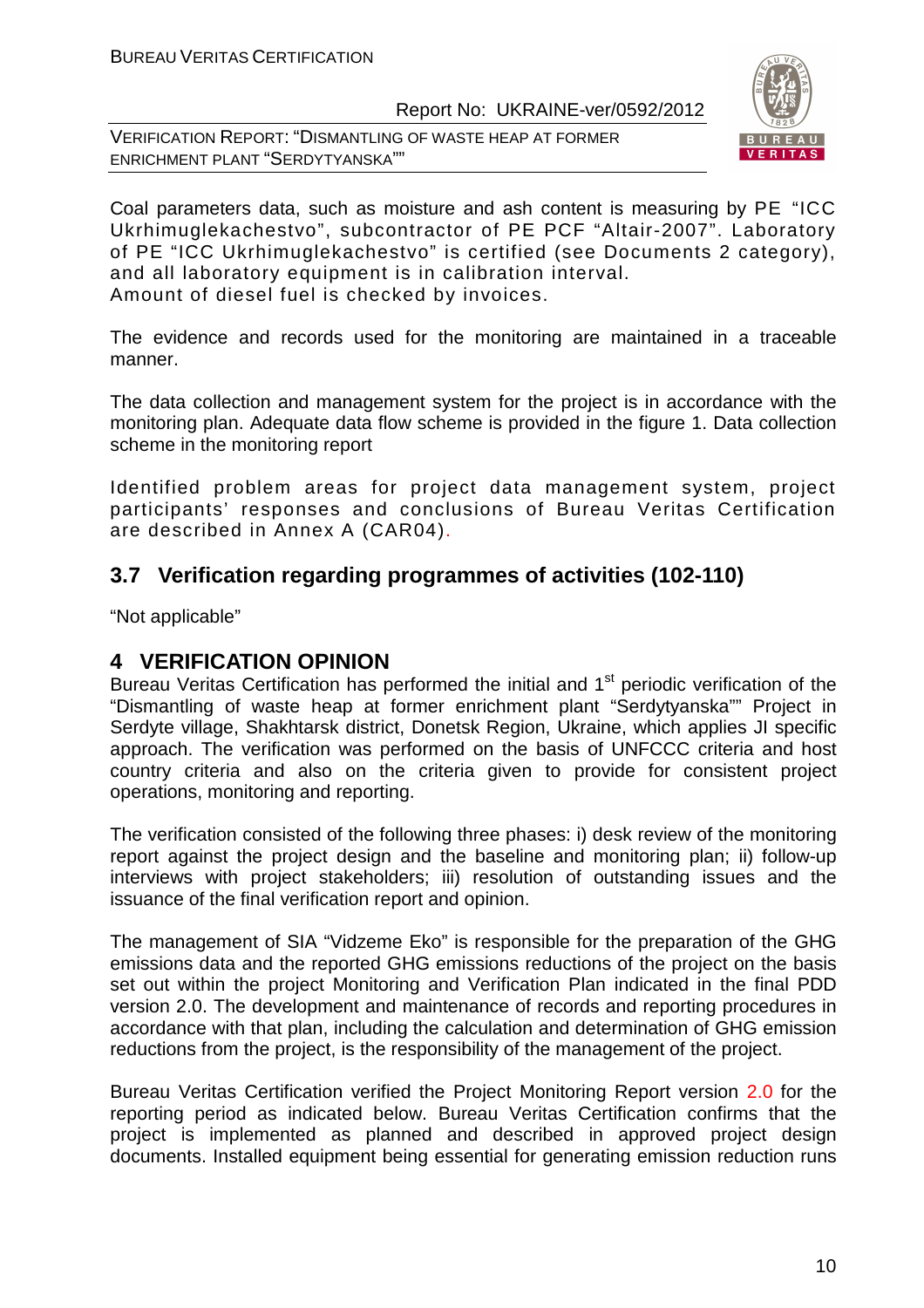Coal parameters data, such as moisture and ash content is measuring by PE "ICC Ukrhimuglekachestvo", subcontractor of PE PCF "Altair-2007". Laboratory of PE "ICC Ukrhimuglekachestvo" is certified (see Documents 2 category), and all laboratory equipment is in calibration interval.
Amount of diesel fuel is checked by invoices.

The evidence and records used for the monitoring are maintained in a traceable manner.

The data collection and management system for the project is in accordance with the monitoring plan. Adequate data flow scheme is provided in the figure 1. Data collection scheme in the monitoring report

Identified problem areas for project data management system, project participants' responses and conclusions of Bureau Veritas Certification are described in Annex A (CAR04).

## 3.7 Verification regarding programmes of activities (102-110)

"Not applicable"

# 4 VERIFICATION OPINION

Bureau Veritas Certification has performed the initial and 1st periodic verification of the "Dismantling of waste heap at former enrichment plant "Serdytyanska"" Project in Serdyte village, Shakhtarsk district, Donetsk Region, Ukraine, which applies JI specific approach. The verification was performed on the basis of UNFCCC criteria and host country criteria and also on the criteria given to provide for consistent project operations, monitoring and reporting.

The verification consisted of the following three phases: i) desk review of the monitoring report against the project design and the baseline and monitoring plan; ii) follow-up interviews with project stakeholders; iii) resolution of outstanding issues and the issuance of the final verification report and opinion.

The management of SIA "Vidzeme Eko" is responsible for the preparation of the GHG emissions data and the reported GHG emissions reductions of the project on the basis set out within the project Monitoring and Verification Plan indicated in the final PDD version 2.0. The development and maintenance of records and reporting procedures in accordance with that plan, including the calculation and determination of GHG emission reductions from the project, is the responsibility of the management of the project.

Bureau Veritas Certification verified the Project Monitoring Report version 2.0 for the reporting period as indicated below. Bureau Veritas Certification confirms that the project is implemented as planned and described in approved project design documents. Installed equipment being essential for generating emission reduction runs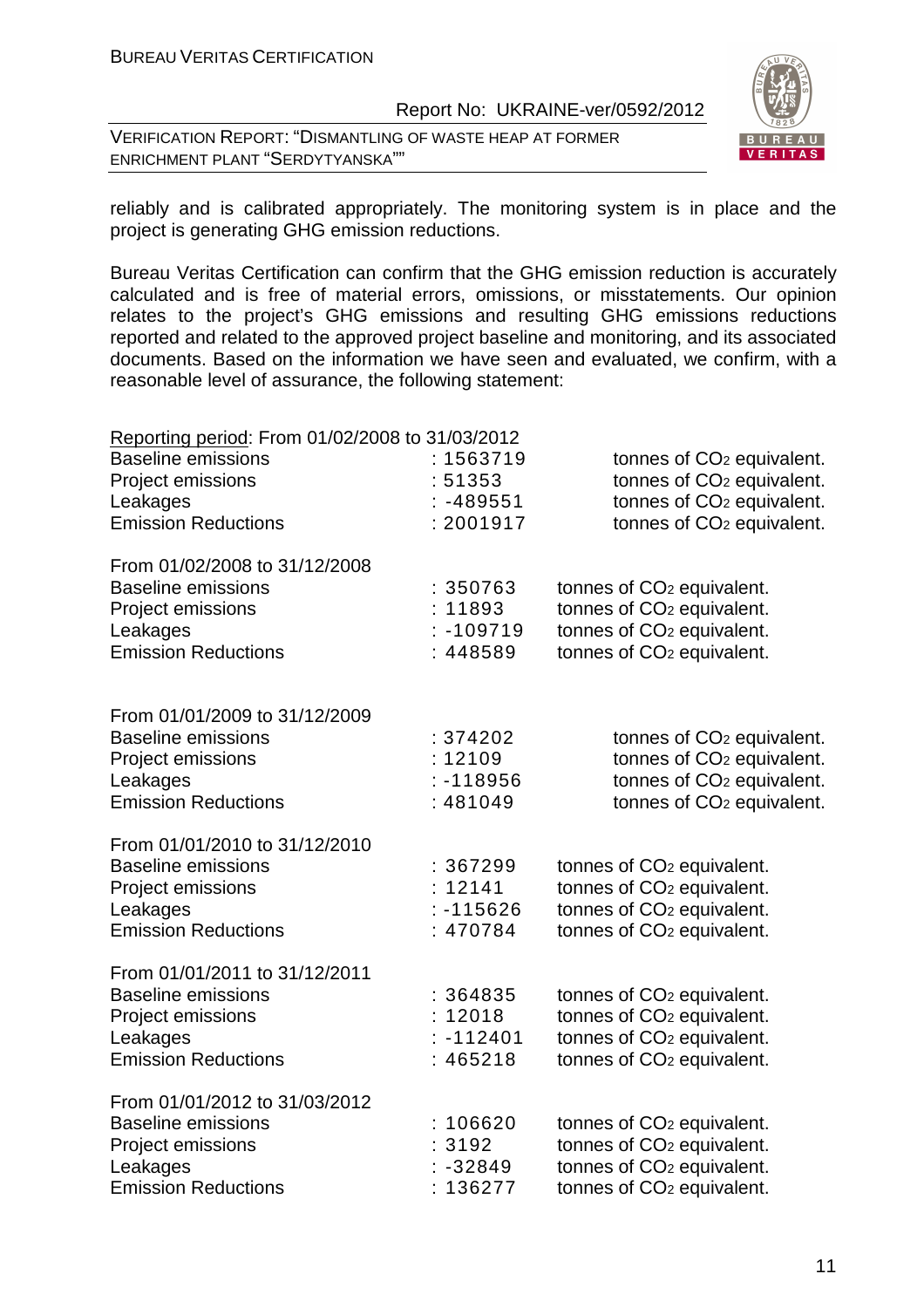reliably and is calibrated appropriately. The monitoring system is in place and the project is generating GHG emission reductions.

Bureau Veritas Certification can confirm that the GHG emission reduction is accurately calculated and is free of material errors, omissions, or misstatements. Our opinion relates to the project's GHG emissions and resulting GHG emissions reductions reported and related to the approved project baseline and monitoring, and its associated documents. Based on the information we have seen and evaluated, we confirm, with a reasonable level of assurance, the following statement:

Reporting period: From 01/02/2008 to 31/03/2012

| | | |
|---|---|---|
| Baseline emissions | : 1563719 | tonnes of $CO_2$ equivalent. |
| Project emissions | : 51353 | tonnes of $CO_2$ equivalent. |
| Leakages | : -489551 | tonnes of $CO_2$ equivalent. |
| Emission Reductions | : 2001917 | tonnes of $CO_2$ equivalent. |

From 01/02/2008 to 31/12/2008

| | | |
|---|---|---|
| Baseline emissions | : 350763 | tonnes of $CO_2$ equivalent. |
| Project emissions | : 11893 | tonnes of $CO_2$ equivalent. |
| Leakages | : -109719 | tonnes of $CO_2$ equivalent. |
| Emission Reductions | : 448589 | tonnes of $CO_2$ equivalent. |

From 01/01/2009 to 31/12/2009

| | | |
|---|---|---|
| Baseline emissions | : 374202 | tonnes of $CO_2$ equivalent. |
| Project emissions | : 12109 | tonnes of $CO_2$ equivalent. |
| Leakages | : -118956 | tonnes of $CO_2$ equivalent. |
| Emission Reductions | : 481049 | tonnes of $CO_2$ equivalent. |

From 01/01/2010 to 31/12/2010

| | | |
|---|---|---|
| Baseline emissions | : 367299 | tonnes of $CO_2$ equivalent. |
| Project emissions | : 12141 | tonnes of $CO_2$ equivalent. |
| Leakages | : -115626 | tonnes of $CO_2$ equivalent. |
| Emission Reductions | : 470784 | tonnes of $CO_2$ equivalent. |

From 01/01/2011 to 31/12/2011

| | | |
|---|---|---|
| Baseline emissions | : 364835 | tonnes of $CO_2$ equivalent. |
| Project emissions | : 12018 | tonnes of $CO_2$ equivalent. |
| Leakages | : -112401 | tonnes of $CO_2$ equivalent. |
| Emission Reductions | : 465218 | tonnes of $CO_2$ equivalent. |

From 01/01/2012 to 31/03/2012

| | | |
|---|---|---|
| Baseline emissions | : 106620 | tonnes of $CO_2$ equivalent. |
| Project emissions | : 3192 | tonnes of $CO_2$ equivalent. |
| Leakages | : -32849 | tonnes of $CO_2$ equivalent. |
| Emission Reductions | : 136277 | tonnes of $CO_2$ equivalent. |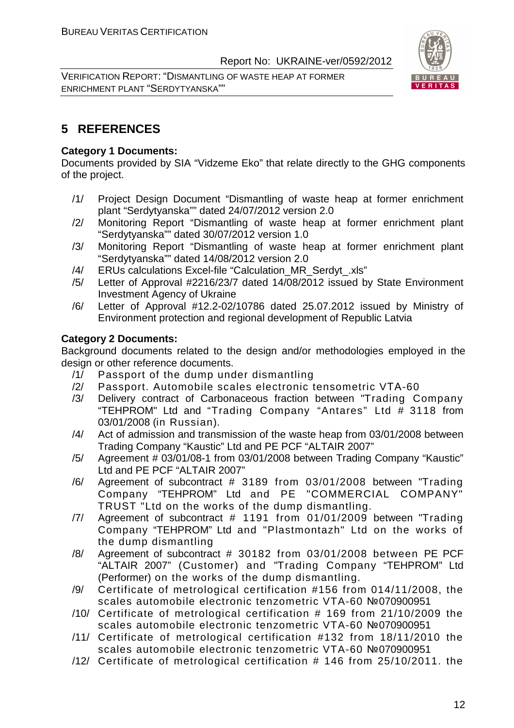# 5 REFERENCES

**Category 1 Documents:**

Documents provided by SIA "Vidzeme Eko" that relate directly to the GHG components of the project.

/1/ Project Design Document "Dismantling of waste heap at former enrichment plant "Serdytyanska"" dated 24/07/2012 version 2.0

/2/ Monitoring Report "Dismantling of waste heap at former enrichment plant "Serdytyanska"" dated 30/07/2012 version 1.0

/3/ Monitoring Report "Dismantling of waste heap at former enrichment plant "Serdytyanska"" dated 14/08/2012 version 2.0

/4/ ERUs calculations Excel-file "Calculation_MR_Serdyt_.xls"

/5/ Letter of Approval #2216/23/7 dated 14/08/2012 issued by State Environment Investment Agency of Ukraine

/6/ Letter of Approval #12.2-02/10786 dated 25.07.2012 issued by Ministry of Environment protection and regional development of Republic Latvia

**Category 2 Documents:**

Background documents related to the design and/or methodologies employed in the design or other reference documents.

/1/ Passport of the dump under dismantling

/2/ Passport. Automobile scales electronic tensometric VTA-60

/3/ Delivery contract of Carbonaceous fraction between "Trading Company "TEHPROM" Ltd and "Trading Company "Antares" Ltd # 3118 from 03/01/2008 (in Russian).

/4/ Act of admission and transmission of the waste heap from 03/01/2008 between Trading Company "Kaustic" Ltd and PE PCF "ALTAIR 2007"

/5/ Agreement # 03/01/08-1 from 03/01/2008 between Trading Company "Kaustic" Ltd and PE PCF "ALTAIR 2007"

/6/ Agreement of subcontract # 3189 from 03/01/2008 between "Trading Company "TEHPROM" Ltd and PE "COMMERCIAL COMPANY" TRUST "Ltd on the works of the dump dismantling.

/7/ Agreement of subcontract # 1191 from 01/01/2009 between "Trading Company "TEHPROM" Ltd and "Plastmontazh" Ltd on the works of the dump dismantling

/8/ Agreement of subcontract # 30182 from 03/01/2008 between PE PCF "ALTAIR 2007" (Customer) and "Trading Company "TEHPROM" Ltd (Performer) on the works of the dump dismantling.

/9/ Certificate of metrological certification #156 from 014/11/2008, the scales automobile electronic tenzometric VTA-60 №070900951

/10/ Certificate of metrological certification # 169 from 21/10/2009 the scales automobile electronic tenzometric VTA-60 №070900951

/11/ Certificate of metrological certification #132 from 18/11/2010 the scales automobile electronic tenzometric VTA-60 №070900951

/12/ Certificate of metrological certification # 146 from 25/10/2011. the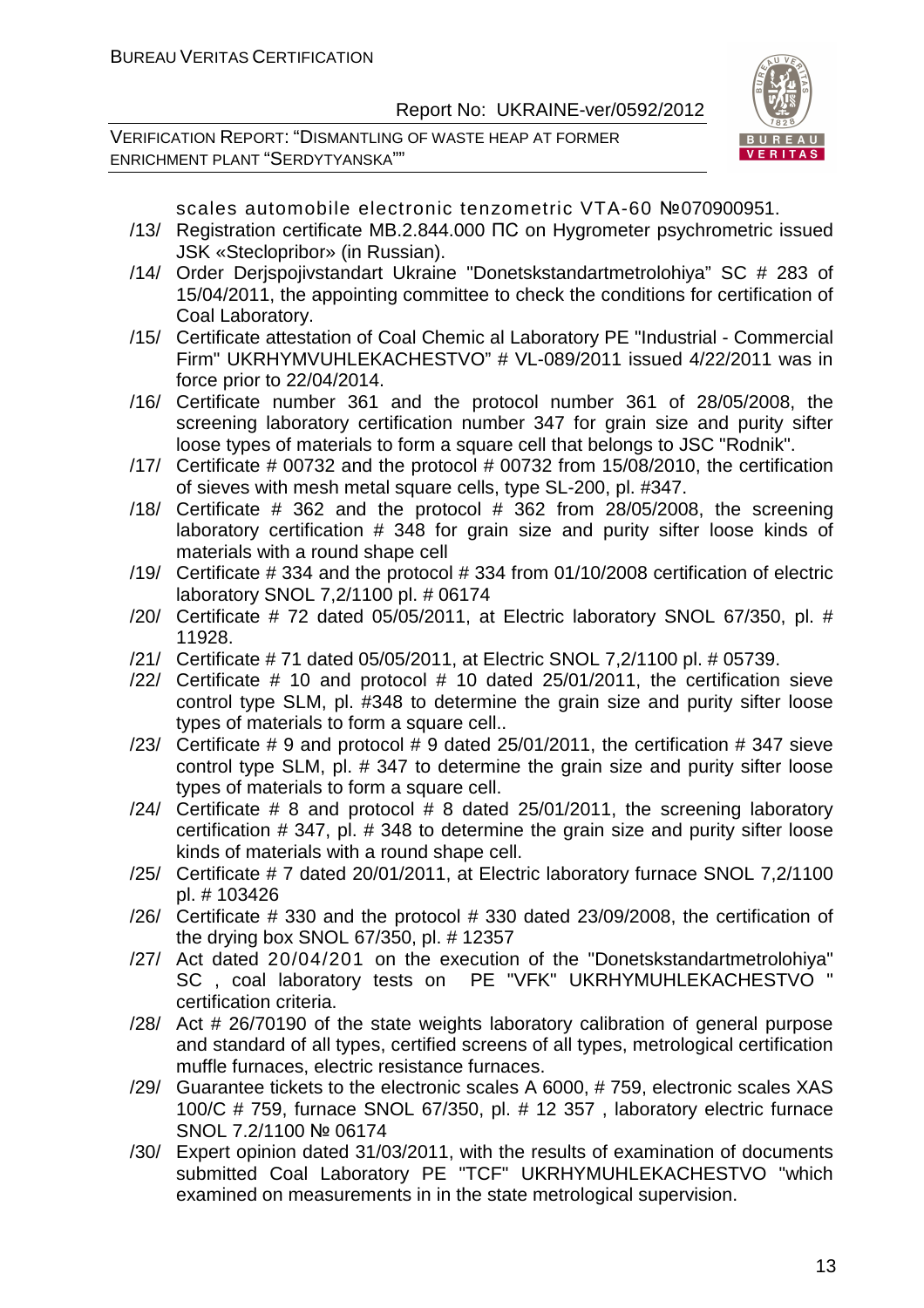scales automobile electronic tenzometric VTA-60 №070900951.

/13/ Registration certificate MB.2.844.000 ПС on Hygrometer psychrometric issued JSK «Steclopribor» (in Russian).

/14/ Order Derjspojivstandart Ukraine "Donetskstandartmetrolohiya" SC # 283 of 15/04/2011, the appointing committee to check the conditions for certification of Coal Laboratory.

/15/ Certificate attestation of Coal Chemic al Laboratory PE "Industrial - Commercial Firm" UKRHYMVUHLEKACHESTVO" # VL-089/2011 issued 4/22/2011 was in force prior to 22/04/2014.

/16/ Certificate number 361 and the protocol number 361 of 28/05/2008, the screening laboratory certification number 347 for grain size and purity sifter loose types of materials to form a square cell that belongs to JSC "Rodnik".

/17/ Certificate # 00732 and the protocol # 00732 from 15/08/2010, the certification of sieves with mesh metal square cells, type SL-200, pl. #347.

/18/ Certificate # 362 and the protocol # 362 from 28/05/2008, the screening laboratory certification # 348 for grain size and purity sifter loose kinds of materials with a round shape cell

/19/ Certificate # 334 and the protocol # 334 from 01/10/2008 certification of electric laboratory SNOL 7,2/1100 pl. # 06174

/20/ Certificate # 72 dated 05/05/2011, at Electric laboratory SNOL 67/350, pl. # 11928.

/21/ Certificate # 71 dated 05/05/2011, at Electric SNOL 7,2/1100 pl. # 05739.

/22/ Certificate # 10 and protocol # 10 dated 25/01/2011, the certification sieve control type SLM, pl. #348 to determine the grain size and purity sifter loose types of materials to form a square cell..

/23/ Certificate # 9 and protocol # 9 dated 25/01/2011, the certification # 347 sieve control type SLM, pl. # 347 to determine the grain size and purity sifter loose types of materials to form a square cell.

/24/ Certificate # 8 and protocol # 8 dated 25/01/2011, the screening laboratory certification # 347, pl. # 348 to determine the grain size and purity sifter loose kinds of materials with a round shape cell.

/25/ Certificate # 7 dated 20/01/2011, at Electric laboratory furnace SNOL 7,2/1100 pl. # 103426

/26/ Certificate # 330 and the protocol # 330 dated 23/09/2008, the certification of the drying box SNOL 67/350, pl. # 12357

/27/ Act dated 20/04/201 on the execution of the "Donetskstandartmetrolohiya" SC , coal laboratory tests on PE "VFK" UKRHYMUHLEKACHESTVO " certification criteria.

/28/ Act # 26/70190 of the state weights laboratory calibration of general purpose and standard of all types, certified screens of all types, metrological certification muffle furnaces, electric resistance furnaces.

/29/ Guarantee tickets to the electronic scales A 6000, # 759, electronic scales XAS 100/C # 759, furnace SNOL 67/350, pl. # 12 357 , laboratory electric furnace SNOL 7.2/1100 № 06174

/30/ Expert opinion dated 31/03/2011, with the results of examination of documents submitted Coal Laboratory PE "TCF" UKRHYMUHLEKACHESTVO "which examined on measurements in in the state metrological supervision.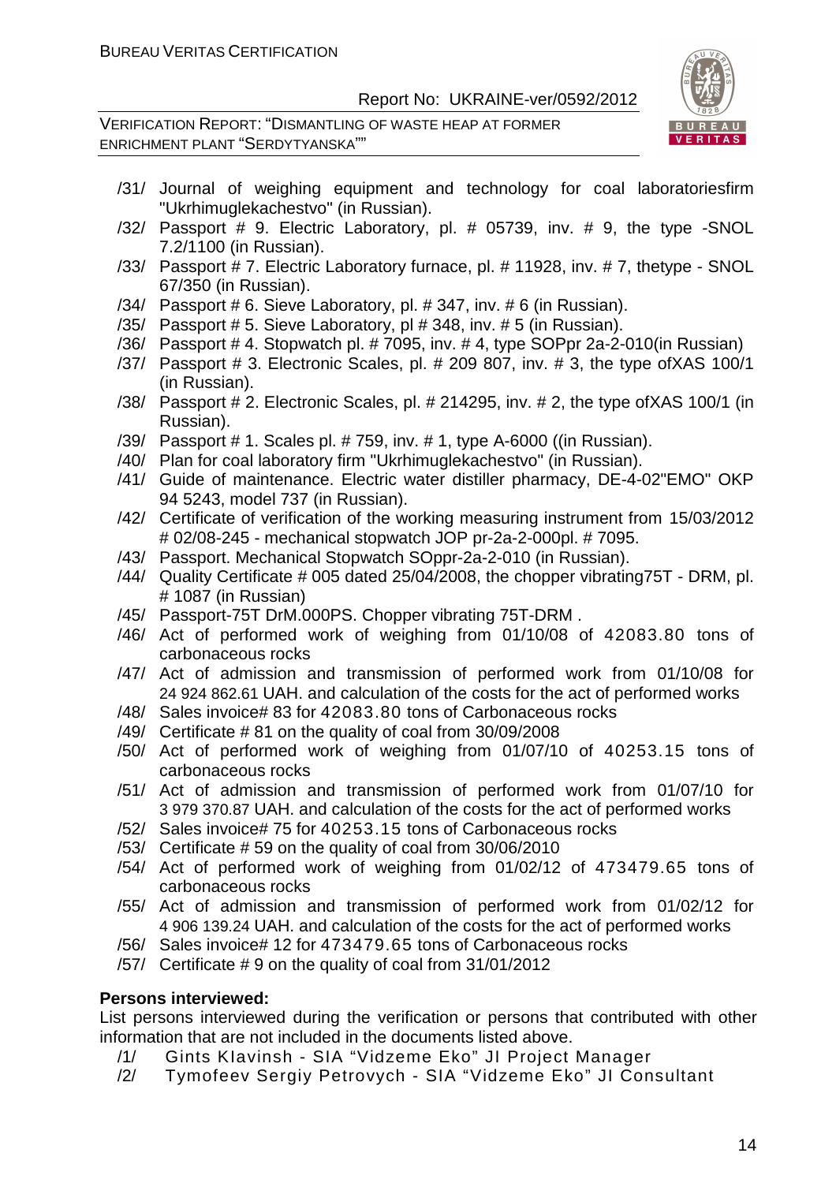/31/ Journal of weighing equipment and technology for coal laboratoriesfirm "Ukrhimuglekachestvo" (in Russian).

/32/ Passport # 9. Electric Laboratory, pl. # 05739, inv. # 9, the type -SNOL 7.2/1100 (in Russian).

/33/ Passport # 7. Electric Laboratory furnace, pl. # 11928, inv. # 7, thetype - SNOL 67/350 (in Russian).

/34/ Passport # 6. Sieve Laboratory, pl. # 347, inv. # 6 (in Russian).

/35/ Passport # 5. Sieve Laboratory, pl # 348, inv. # 5 (in Russian).

/36/ Passport # 4. Stopwatch pl. # 7095, inv. # 4, type SOPpr 2a-2-010(in Russian)

/37/ Passport # 3. Electronic Scales, pl. # 209 807, inv. # 3, the type ofXAS 100/1 (in Russian).

/38/ Passport # 2. Electronic Scales, pl. # 214295, inv. # 2, the type ofXAS 100/1 (in Russian).

/39/ Passport # 1. Scales pl. # 759, inv. # 1, type A-6000 ((in Russian).

/40/ Plan for coal laboratory firm "Ukrhimuglekachestvo" (in Russian).

/41/ Guide of maintenance. Electric water distiller pharmacy, DE-4-02"EMO" OKP 94 5243, model 737 (in Russian).

/42/ Certificate of verification of the working measuring instrument from 15/03/2012 # 02/08-245 - mechanical stopwatch JOP pr-2a-2-000pl. # 7095.

/43/ Passport. Mechanical Stopwatch SOppr-2a-2-010 (in Russian).

/44/ Quality Certificate # 005 dated 25/04/2008, the chopper vibrating75T - DRM, pl. # 1087 (in Russian)

/45/ Passport-75T DrM.000PS. Chopper vibrating 75T-DRM .

/46/ Act of performed work of weighing from 01/10/08 of 42083.80 tons of carbonaceous rocks

/47/ Act of admission and transmission of performed work from 01/10/08 for 24 924 862.61 UAH. and calculation of the costs for the act of performed works

/48/ Sales invoice# 83 for 42083.80 tons of Carbonaceous rocks

/49/ Certificate # 81 on the quality of coal from 30/09/2008

/50/ Act of performed work of weighing from 01/07/10 of 40253.15 tons of carbonaceous rocks

/51/ Act of admission and transmission of performed work from 01/07/10 for 3 979 370.87 UAH. and calculation of the costs for the act of performed works

/52/ Sales invoice# 75 for 40253.15 tons of Carbonaceous rocks

/53/ Certificate # 59 on the quality of coal from 30/06/2010

/54/ Act of performed work of weighing from 01/02/12 of 473479.65 tons of carbonaceous rocks

/55/ Act of admission and transmission of performed work from 01/02/12 for 4 906 139.24 UAH. and calculation of the costs for the act of performed works

/56/ Sales invoice# 12 for 473479.65 tons of Carbonaceous rocks

/57/ Certificate # 9 on the quality of coal from 31/01/2012

**Persons interviewed:**

List persons interviewed during the verification or persons that contributed with other information that are not included in the documents listed above.

/1/ Gints Klavinsh - SIA "Vidzeme Eko" JI Project Manager

/2/ Tymofeev Sergiy Petrovych - SIA "Vidzeme Eko" JI Consultant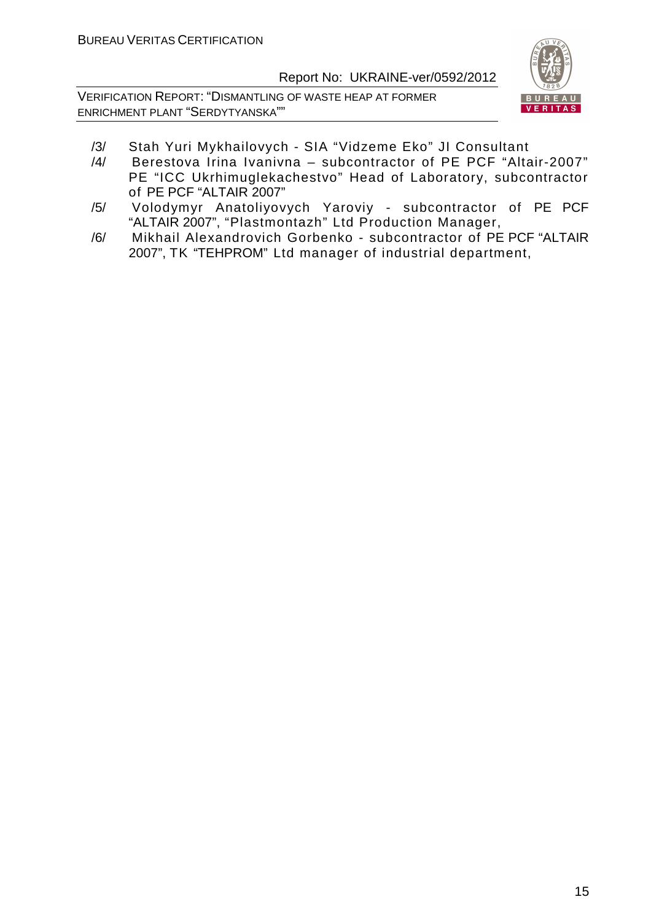/3/ Stah Yuri Mykhailovych - SIA "Vidzeme Eko" JI Consultant

/4/ Berestova Irina Ivanivna – subcontractor of PE PCF "Altair-2007" PE "ICC Ukrhimuglekachestvo" Head of Laboratory, subcontractor of PE PCF "ALTAIR 2007"

/5/ Volodymyr Anatoliyovych Yaroviy - subcontractor of PE PCF "ALTAIR 2007", "Plastmontazh" Ltd Production Manager,

/6/ Mikhail Alexandrovich Gorbenko - subcontractor of PE PCF "ALTAIR 2007", TK "TEHPROM" Ltd manager of industrial department,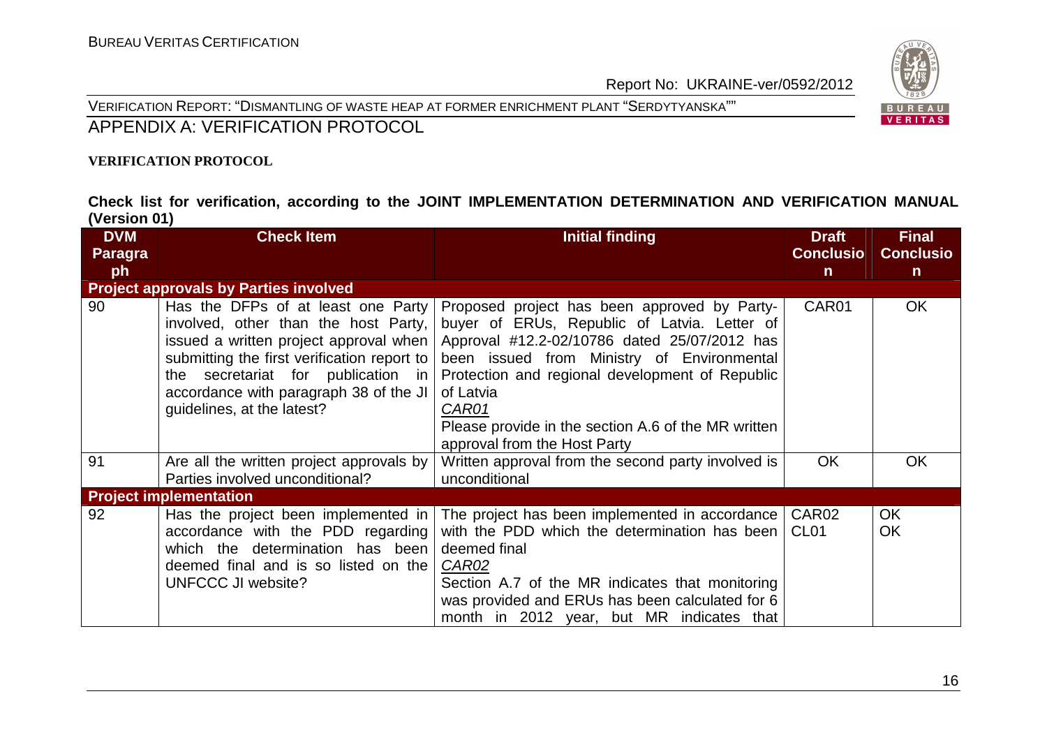APPENDIX A: VERIFICATION PROTOCOL

**VERIFICATION PROTOCOL**

**Check list for verification, according to the JOINT IMPLEMENTATION DETERMINATION AND VERIFICATION MANUAL (Version 01)**

| DVM Paragraph | Check Item | Initial finding | Draft Conclusion | Final Conclusion |
|---|---|---|---|---|
| **Project approvals by Parties involved** | | | | |
| 90 | Has the DFPs of at least one Party involved, other than the host Party, issued a written project approval when submitting the first verification report to the secretariat for publication in accordance with paragraph 38 of the JI guidelines, at the latest? | Proposed project has been approved by Party-buyer of ERUs, Republic of Latvia. Letter of Approval #12.2-02/10786 dated 25/07/2012 has been issued from Ministry of Environmental Protection and regional development of Republic of Latvia<br>*CAR01*<br>Please provide in the section A.6 of the MR written approval from the Host Party | CAR01 | OK |
| 91 | Are all the written project approvals by Parties involved unconditional? | Written approval from the second party involved is unconditional | OK | OK |
| **Project implementation** | | | | |
| 92 | Has the project been implemented in accordance with the PDD regarding which the determination has been deemed final and is so listed on the UNFCCC JI website? | The project has been implemented in accordance with the PDD which the determination has been deemed final<br>*CAR02*<br>Section A.7 of the MR indicates that monitoring was provided and ERUs has been calculated for 6 month in 2012 year, but MR indicates that | CAR02<br>CL01 | OK<br>OK |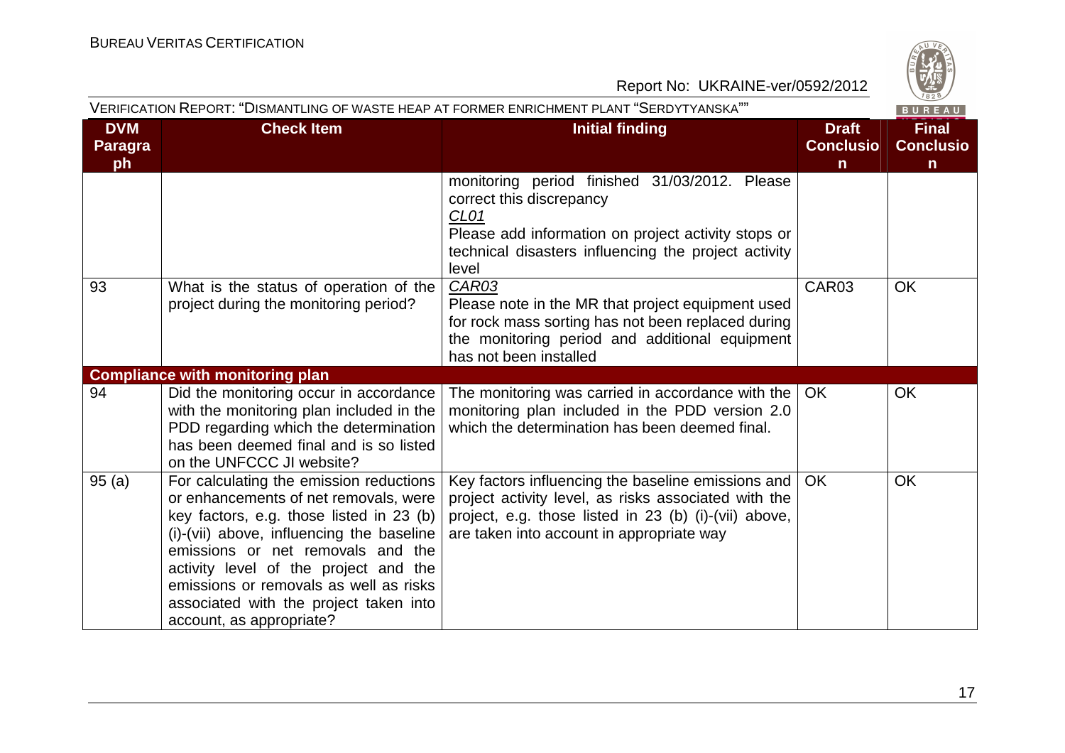| DVM Paragraph | Check Item | Initial finding | Draft Conclusion | Final Conclusion |
|---|---|---|---|---|
| | | monitoring period finished 31/03/2012. Please correct this discrepancy<br>*CL01*<br>Please add information on project activity stops or technical disasters influencing the project activity level | | |
| 93 | What is the status of operation of the project during the monitoring period? | *CAR03*<br>Please note in the MR that project equipment used for rock mass sorting has not been replaced during the monitoring period and additional equipment has not been installed | CAR03 | OK |
| **Compliance with monitoring plan** | | | | |
| 94 | Did the monitoring occur in accordance with the monitoring plan included in the PDD regarding which the determination has been deemed final and is so listed on the UNFCCC JI website? | The monitoring was carried in accordance with the monitoring plan included in the PDD version 2.0 which the determination has been deemed final. | OK | OK |
| 95 (a) | For calculating the emission reductions or enhancements of net removals, were key factors, e.g. those listed in 23 (b) (i)-(vii) above, influencing the baseline emissions or net removals and the activity level of the project and the emissions or removals as well as risks associated with the project taken into account, as appropriate? | Key factors influencing the baseline emissions and project activity level, as risks associated with the project, e.g. those listed in 23 (b) (i)-(vii) above, are taken into account in appropriate way | OK | OK |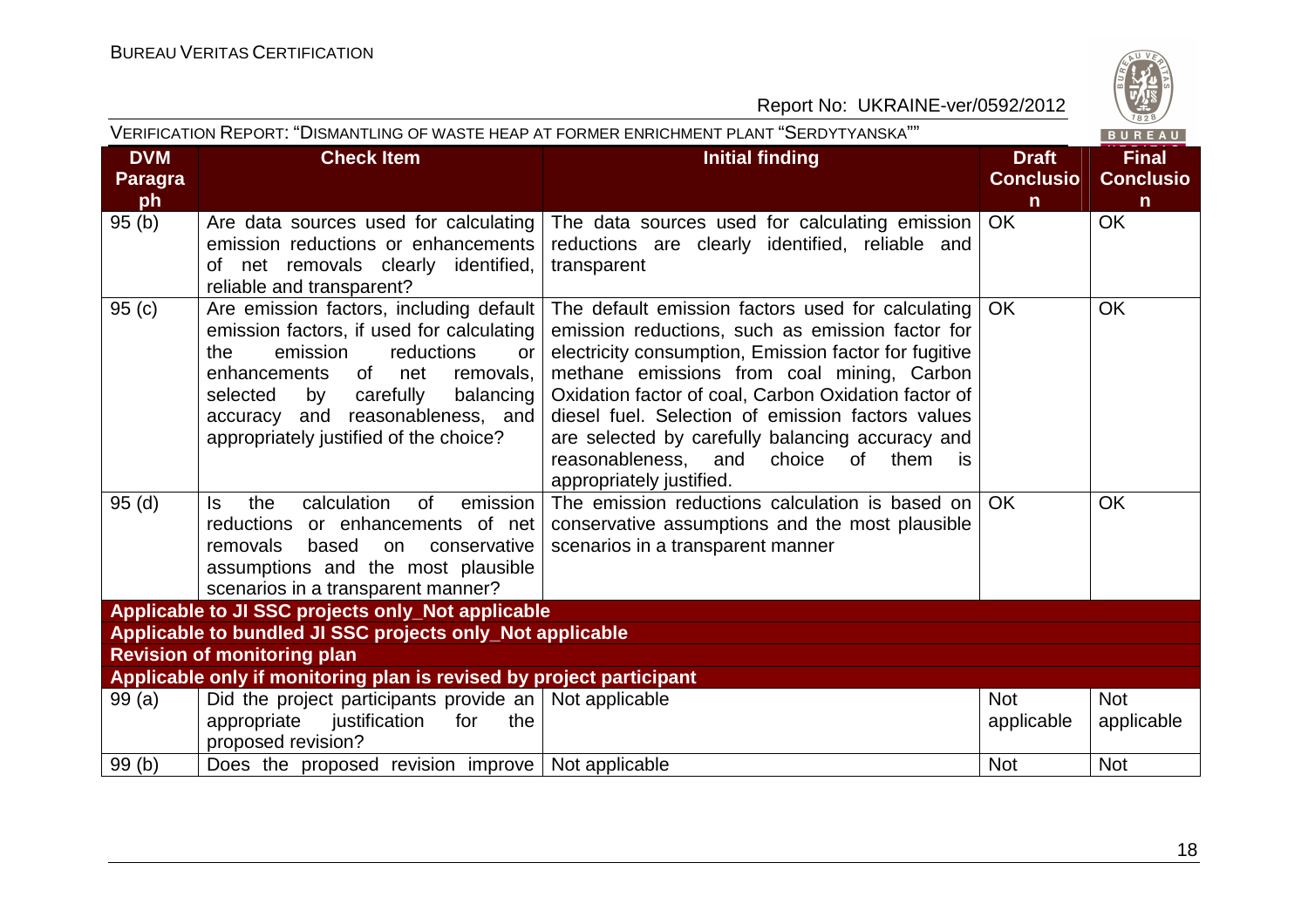| DVM Paragraph | Check Item | Initial finding | Draft Conclusion | Final Conclusion |
|---|---|---|---|---|
| 95 (b) | Are data sources used for calculating emission reductions or enhancements of net removals clearly identified, reliable and transparent? | The data sources used for calculating emission reductions are clearly identified, reliable and transparent | OK | OK |
| 95 (c) | Are emission factors, including default emission factors, if used for calculating the emission reductions or enhancements of net removals, selected by carefully balancing accuracy and reasonableness, and appropriately justified of the choice? | The default emission factors used for calculating emission reductions, such as emission factor for electricity consumption, Emission factor for fugitive methane emissions from coal mining, Carbon Oxidation factor of coal, Carbon Oxidation factor of diesel fuel. Selection of emission factors values are selected by carefully balancing accuracy and reasonableness, and choice of them is appropriately justified. | OK | OK |
| 95 (d) | Is the calculation of emission reductions or enhancements of net removals based on conservative assumptions and the most plausible scenarios in a transparent manner? | The emission reductions calculation is based on conservative assumptions and the most plausible scenarios in a transparent manner | OK | OK |
| **Applicable to JI SSC projects only_Not applicable** | | | | |
| **Applicable to bundled JI SSC projects only_Not applicable** | | | | |
| **Revision of monitoring plan** | | | | |
| **Applicable only if monitoring plan is revised by project participant** | | | | |
| 99 (a) | Did the project participants provide an appropriate justification for the proposed revision? | Not applicable | Not applicable | Not applicable |
| 99 (b) | Does the proposed revision improve | Not applicable | Not | Not |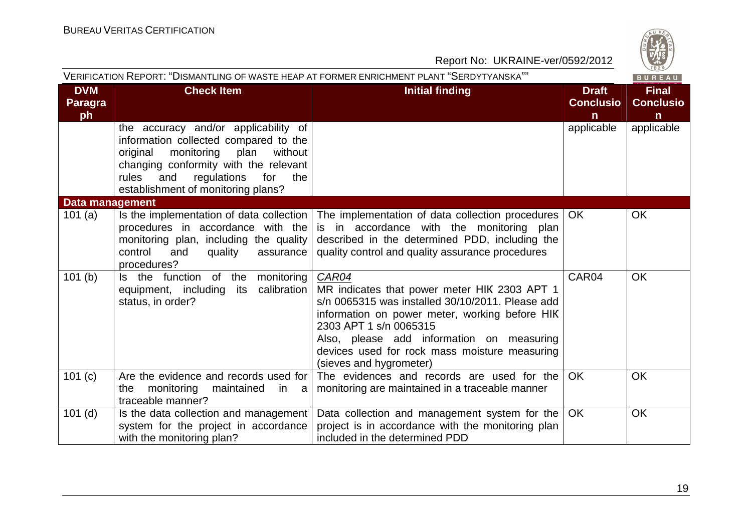| DVM Paragraph | Check Item | Initial finding | Draft Conclusion | Final Conclusion |
|---|---|---|---|---|
| | the accuracy and/or applicability of information collected compared to the original monitoring plan without changing conformity with the relevant rules and regulations for the establishment of monitoring plans? | | applicable | applicable |
| **Data management** | | | | |
| 101 (a) | Is the implementation of data collection procedures in accordance with the monitoring plan, including the quality control and quality assurance procedures? | The implementation of data collection procedures is in accordance with the monitoring plan described in the determined PDD, including the quality control and quality assurance procedures | OK | OK |
| 101 (b) | Is the function of the monitoring equipment, including its calibration status, in order? | *CAR04*<br>MR indicates that power meter НІК 2303 АРТ 1 s/n 0065315 was installed 30/10/2011. Please add information on power meter, working before НІК 2303 АРТ 1 s/n 0065315<br>Also, please add information on measuring devices used for rock mass moisture measuring (sieves and hygrometer) | CAR04 | OK |
| 101 (c) | Are the evidence and records used for the monitoring maintained in a traceable manner? | The evidences and records are used for the monitoring are maintained in a traceable manner | OK | OK |
| 101 (d) | Is the data collection and management system for the project in accordance with the monitoring plan? | Data collection and management system for the project is in accordance with the monitoring plan included in the determined PDD | OK | OK |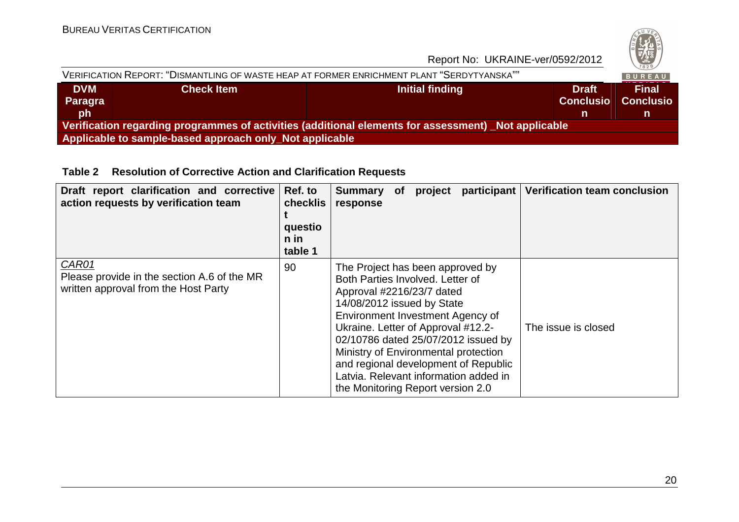| DVM Paragraph | Check Item | Initial finding | Draft Conclusion | Final Conclusion |
|---|---|---|---|---|
| **Verification regarding programmes of activities (additional elements for assessment) _Not applicable** | | | | |
| **Applicable to sample-based approach only_Not applicable** | | | | |

**Table 2 Resolution of Corrective Action and Clarification Requests**

| Draft report clarification and corrective action requests by verification team | Ref. to checklist question in table 1 | Summary of project participant response | Verification team conclusion |
|---|---|---|---|
| *CAR01*<br>Please provide in the section A.6 of the MR written approval from the Host Party | 90 | The Project has been approved by Both Parties Involved. Letter of Approval #2216/23/7 dated 14/08/2012 issued by State Environment Investment Agency of Ukraine. Letter of Approval #12.2-02/10786 dated 25/07/2012 issued by Ministry of Environmental protection and regional development of Republic Latvia. Relevant information added in the Monitoring Report version 2.0 | The issue is closed |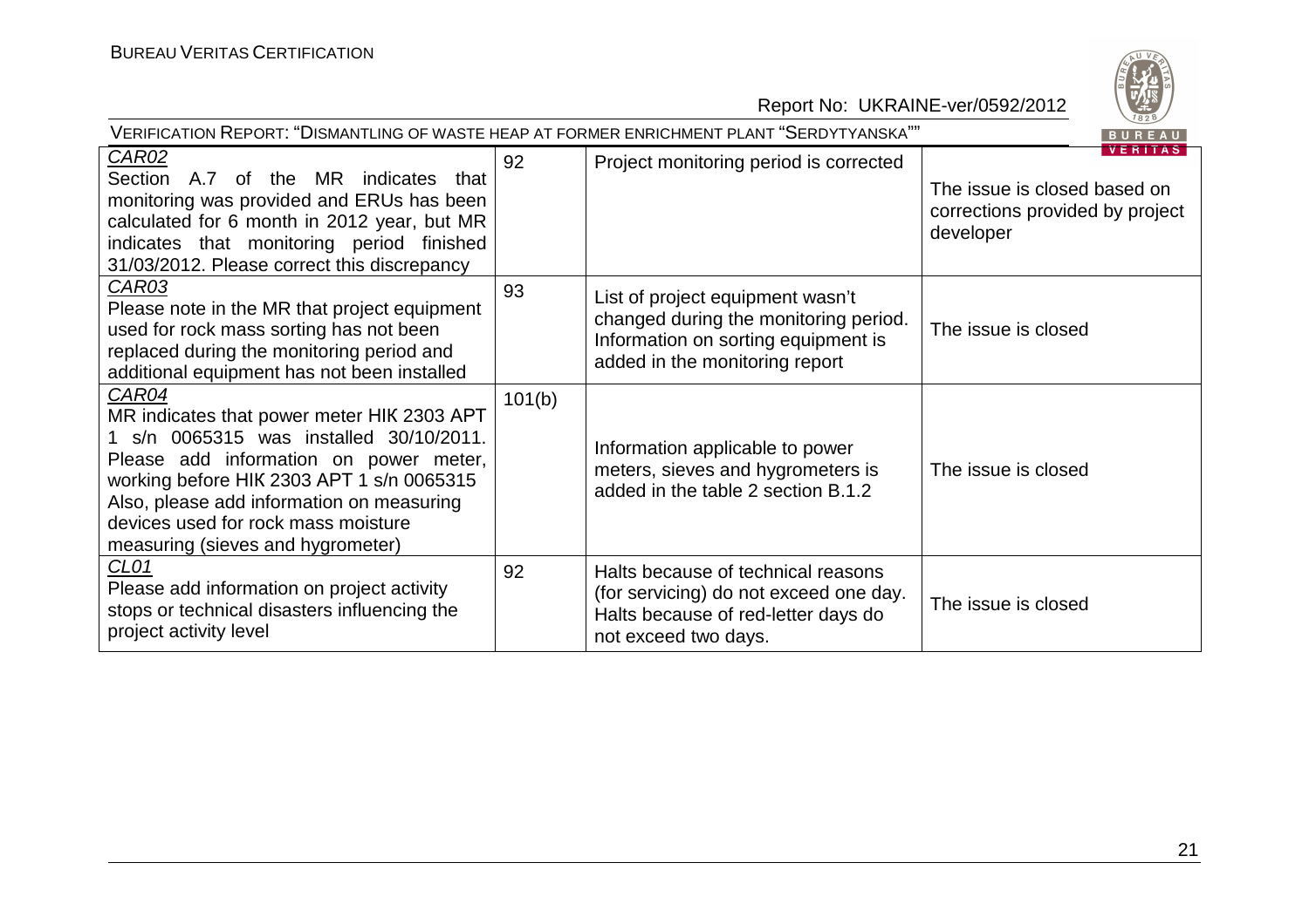| | | | |
|---|---|---|---|
| *CAR02*<br>Section A.7 of the MR indicates that monitoring was provided and ERUs has been calculated for 6 month in 2012 year, but MR indicates that monitoring period finished 31/03/2012. Please correct this discrepancy | 92 | Project monitoring period is corrected | The issue is closed based on corrections provided by project developer |
| *CAR03*<br>Please note in the MR that project equipment used for rock mass sorting has not been replaced during the monitoring period and additional equipment has not been installed | 93 | List of project equipment wasn't changed during the monitoring period. Information on sorting equipment is added in the monitoring report | The issue is closed |
| *CAR04*<br>MR indicates that power meter НІК 2303 АРТ 1 s/n 0065315 was installed 30/10/2011. Please add information on power meter, working before НІК 2303 АРТ 1 s/n 0065315 Also, please add information on measuring devices used for rock mass moisture measuring (sieves and hygrometer) | 101(b) | Information applicable to power meters, sieves and hygrometers is added in the table 2 section B.1.2 | The issue is closed |
| *CL01*<br>Please add information on project activity stops or technical disasters influencing the project activity level | 92 | Halts because of technical reasons (for servicing) do not exceed one day. Halts because of red-letter days do not exceed two days. | The issue is closed |